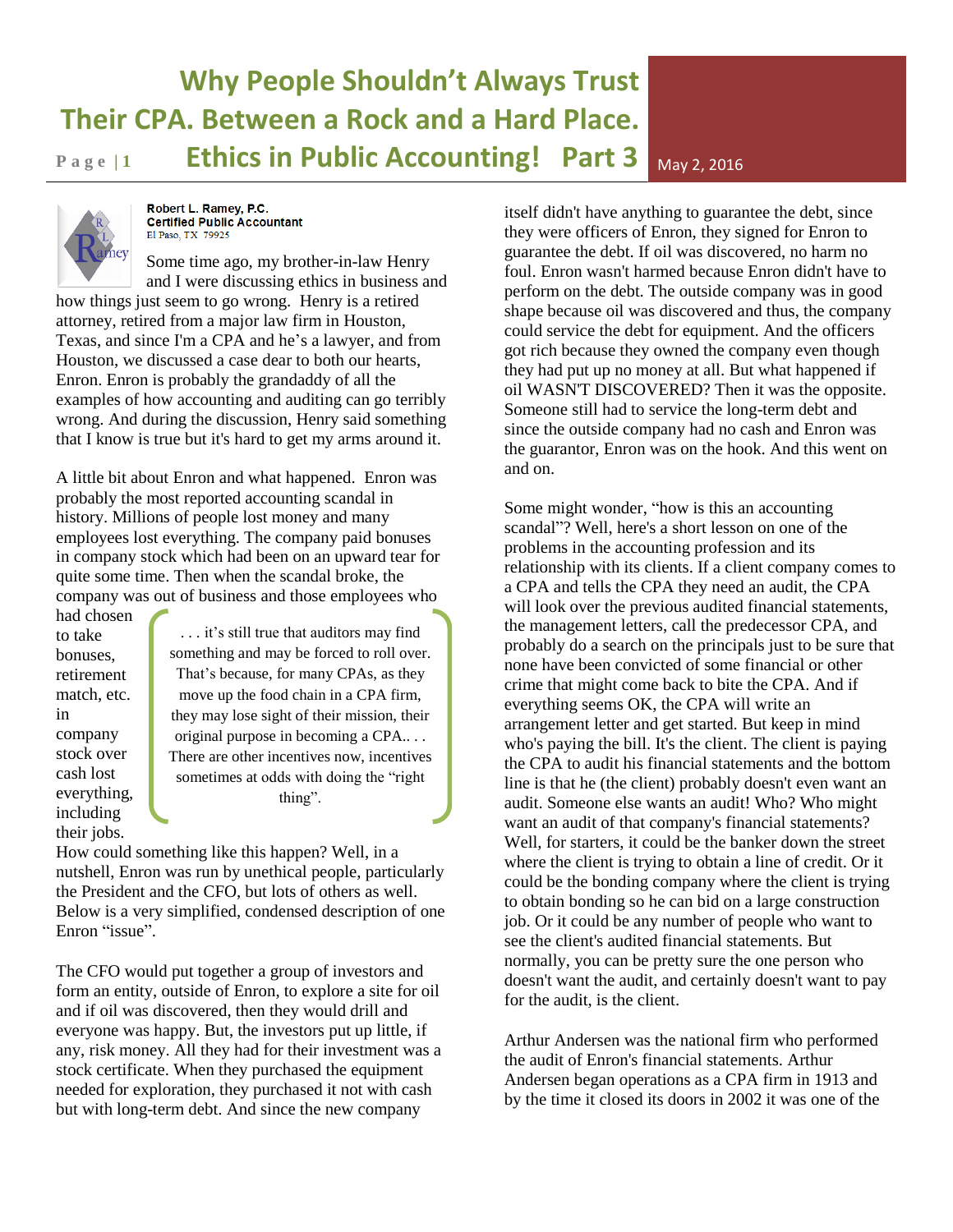# Why People Shouldn't Always Trust Their CPA. Between a Rock and a Hard Place. Ethics in Public Accounting! Part 3

May 2, 2016

**Robert L. Ramey, P.C.**
**Certified Public Accountant**
El Paso, TX 79925

Some time ago, my brother-in-law Henry and I were discussing ethics in business and how things just seem to go wrong. Henry is a retired attorney, retired from a major law firm in Houston, Texas, and since I'm a CPA and he's a lawyer, and from Houston, we discussed a case dear to both our hearts, Enron. Enron is probably the grandaddy of all the examples of how accounting and auditing can go terribly wrong. And during the discussion, Henry said something that I know is true but it's hard to get my arms around it.

A little bit about Enron and what happened. Enron was probably the most reported accounting scandal in history. Millions of people lost money and many employees lost everything. The company paid bonuses in company stock which had been on an upward tear for quite some time. Then when the scandal broke, the company was out of business and those employees who had chosen to take bonuses, retirement match, etc. in company stock over cash lost everything, including their jobs.

> . . . it's still true that auditors may find something and may be forced to roll over. That's because, for many CPAs, as they move up the food chain in a CPA firm, they may lose sight of their mission, their original purpose in becoming a CPA.. . . There are other incentives now, incentives sometimes at odds with doing the "right thing".

How could something like this happen? Well, in a nutshell, Enron was run by unethical people, particularly the President and the CFO, but lots of others as well. Below is a very simplified, condensed description of one Enron "issue".

The CFO would put together a group of investors and form an entity, outside of Enron, to explore a site for oil and if oil was discovered, then they would drill and everyone was happy. But, the investors put up little, if any, risk money. All they had for their investment was a stock certificate. When they purchased the equipment needed for exploration, they purchased it not with cash but with long-term debt. And since the new company itself didn't have anything to guarantee the debt, since they were officers of Enron, they signed for Enron to guarantee the debt. If oil was discovered, no harm no foul. Enron wasn't harmed because Enron didn't have to perform on the debt. The outside company was in good shape because oil was discovered and thus, the company could service the debt for equipment. And the officers got rich because they owned the company even though they had put up no money at all. But what happened if oil WASN'T DISCOVERED? Then it was the opposite. Someone still had to service the long-term debt and since the outside company had no cash and Enron was the guarantor, Enron was on the hook. And this went on and on.

Some might wonder, "how is this an accounting scandal"? Well, here's a short lesson on one of the problems in the accounting profession and its relationship with its clients. If a client company comes to a CPA and tells the CPA they need an audit, the CPA will look over the previous audited financial statements, the management letters, call the predecessor CPA, and probably do a search on the principals just to be sure that none have been convicted of some financial or other crime that might come back to bite the CPA. And if everything seems OK, the CPA will write an arrangement letter and get started. But keep in mind who's paying the bill. It's the client. The client is paying the CPA to audit his financial statements and the bottom line is that he (the client) probably doesn't even want an audit. Someone else wants an audit! Who? Who might want an audit of that company's financial statements? Well, for starters, it could be the banker down the street where the client is trying to obtain a line of credit. Or it could be the bonding company where the client is trying to obtain bonding so he can bid on a large construction job. Or it could be any number of people who want to see the client's audited financial statements. But normally, you can be pretty sure the one person who doesn't want the audit, and certainly doesn't want to pay for the audit, is the client.

Arthur Andersen was the national firm who performed the audit of Enron's financial statements. Arthur Andersen began operations as a CPA firm in 1913 and by the time it closed its doors in 2002 it was one of the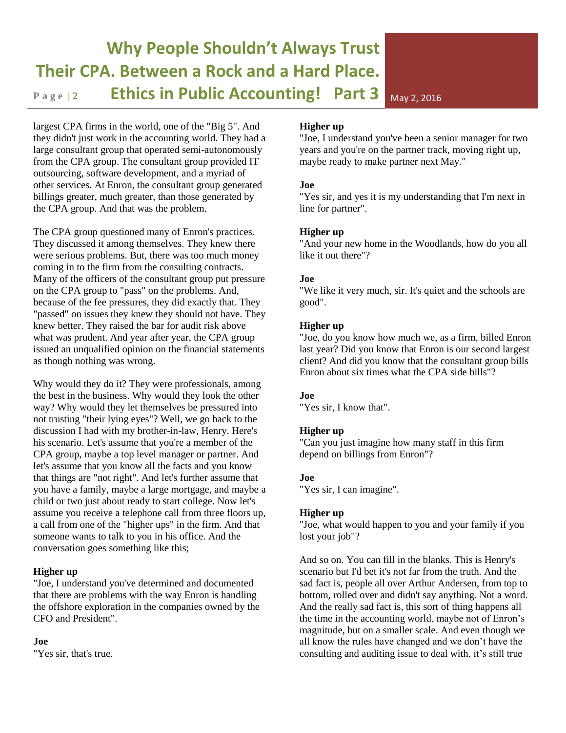largest CPA firms in the world, one of the "Big 5". And they didn't just work in the accounting world. They had a large consultant group that operated semi-autonomously from the CPA group. The consultant group provided IT outsourcing, software development, and a myriad of other services. At Enron, the consultant group generated billings greater, much greater, than those generated by the CPA group. And that was the problem.

The CPA group questioned many of Enron's practices. They discussed it among themselves. They knew there were serious problems. But, there was too much money coming in to the firm from the consulting contracts. Many of the officers of the consultant group put pressure on the CPA group to "pass" on the problems. And, because of the fee pressures, they did exactly that. They "passed" on issues they knew they should not have. They knew better. They raised the bar for audit risk above what was prudent. And year after year, the CPA group issued an unqualified opinion on the financial statements as though nothing was wrong.

Why would they do it? They were professionals, among the best in the business. Why would they look the other way? Why would they let themselves be pressured into not trusting "their lying eyes"? Well, we go back to the discussion I had with my brother-in-law, Henry. Here's his scenario. Let's assume that you're a member of the CPA group, maybe a top level manager or partner. And let's assume that you know all the facts and you know that things are "not right". And let's further assume that you have a family, maybe a large mortgage, and maybe a child or two just about ready to start college. Now let's assume you receive a telephone call from three floors up, a call from one of the "higher ups" in the firm. And that someone wants to talk to you in his office. And the conversation goes something like this;

**Higher up**

"Joe, I understand you've determined and documented that there are problems with the way Enron is handling the offshore exploration in the companies owned by the CFO and President".

**Joe**

"Yes sir, that's true.

**Higher up**

"Joe, I understand you've been a senior manager for two years and you're on the partner track, moving right up, maybe ready to make partner next May."

**Joe**

"Yes sir, and yes it is my understanding that I'm next in line for partner".

**Higher up**

"And your new home in the Woodlands, how do you all like it out there"?

**Joe**

"We like it very much, sir. It's quiet and the schools are good".

**Higher up**

"Joe, do you know how much we, as a firm, billed Enron last year? Did you know that Enron is our second largest client? And did you know that the consultant group bills Enron about six times what the CPA side bills"?

**Joe**

"Yes sir, I know that".

**Higher up**

"Can you just imagine how many staff in this firm depend on billings from Enron"?

**Joe**

"Yes sir, I can imagine".

**Higher up**

"Joe, what would happen to you and your family if you lost your job"?

And so on. You can fill in the blanks. This is Henry's scenario but I'd bet it's not far from the truth. And the sad fact is, people all over Arthur Andersen, from top to bottom, rolled over and didn't say anything. Not a word. And the really sad fact is, this sort of thing happens all the time in the accounting world, maybe not of Enron's magnitude, but on a smaller scale. And even though we all know the rules have changed and we don't have the consulting and auditing issue to deal with, it's still true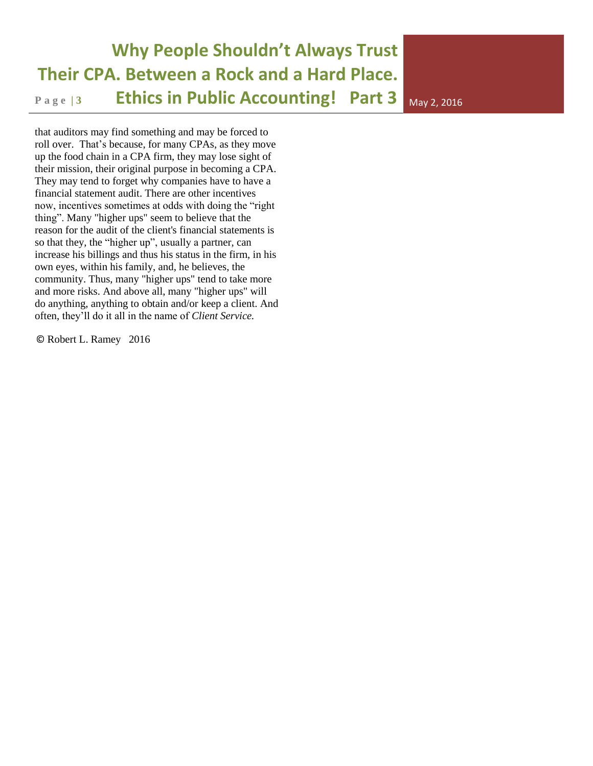that auditors may find something and may be forced to roll over. That's because, for many CPAs, as they move up the food chain in a CPA firm, they may lose sight of their mission, their original purpose in becoming a CPA. They may tend to forget why companies have to have a financial statement audit. There are other incentives now, incentives sometimes at odds with doing the "right thing". Many "higher ups" seem to believe that the reason for the audit of the client's financial statements is so that they, the "higher up", usually a partner, can increase his billings and thus his status in the firm, in his own eyes, within his family, and, he believes, the community. Thus, many "higher ups" tend to take more and more risks. And above all, many "higher ups" will do anything, anything to obtain and/or keep a client. And often, they'll do it all in the name of *Client Service.*

© Robert L. Ramey 2016